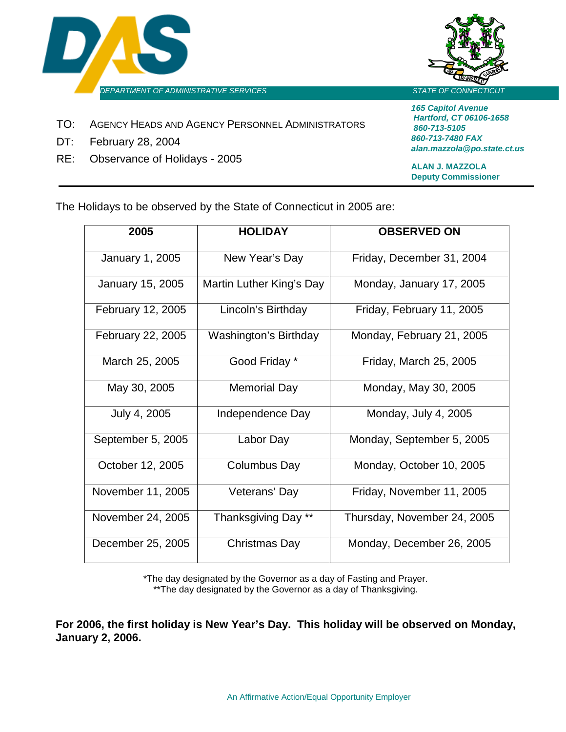DAS

DEPARTMENT OF ADMINISTRATIVE SERVICES

STATE OF CONNECTICUT

*165 Capitol Avenue*
*Hartford, CT 06106-1658*
*860-713-5105*
*860-713-7480 FAX*
*alan.mazzola@po.state.ct.us*

**ALAN J. MAZZOLA**
**Deputy Commissioner**

TO: AGENCY HEADS AND AGENCY PERSONNEL ADMINISTRATORS

DT: February 28, 2004

RE: Observance of Holidays - 2005

---

The Holidays to be observed by the State of Connecticut in 2005 are:

| 2005 | HOLIDAY | OBSERVED ON |
|---|---|---|
| January 1, 2005 | New Year's Day | Friday, December 31, 2004 |
| January 15, 2005 | Martin Luther King's Day | Monday, January 17, 2005 |
| February 12, 2005 | Lincoln's Birthday | Friday, February 11, 2005 |
| February 22, 2005 | Washington's Birthday | Monday, February 21, 2005 |
| March 25, 2005 | Good Friday * | Friday, March 25, 2005 |
| May 30, 2005 | Memorial Day | Monday, May 30, 2005 |
| July 4, 2005 | Independence Day | Monday, July 4, 2005 |
| September 5, 2005 | Labor Day | Monday, September 5, 2005 |
| October 12, 2005 | Columbus Day | Monday, October 10, 2005 |
| November 11, 2005 | Veterans' Day | Friday, November 11, 2005 |
| November 24, 2005 | Thanksgiving Day ** | Thursday, November 24, 2005 |
| December 25, 2005 | Christmas Day | Monday, December 26, 2005 |

*The day designated by the Governor as a day of Fasting and Prayer.
**The day designated by the Governor as a day of Thanksgiving.

**For 2006, the first holiday is New Year's Day. This holiday will be observed on Monday, January 2, 2006.**

An Affirmative Action/Equal Opportunity Employer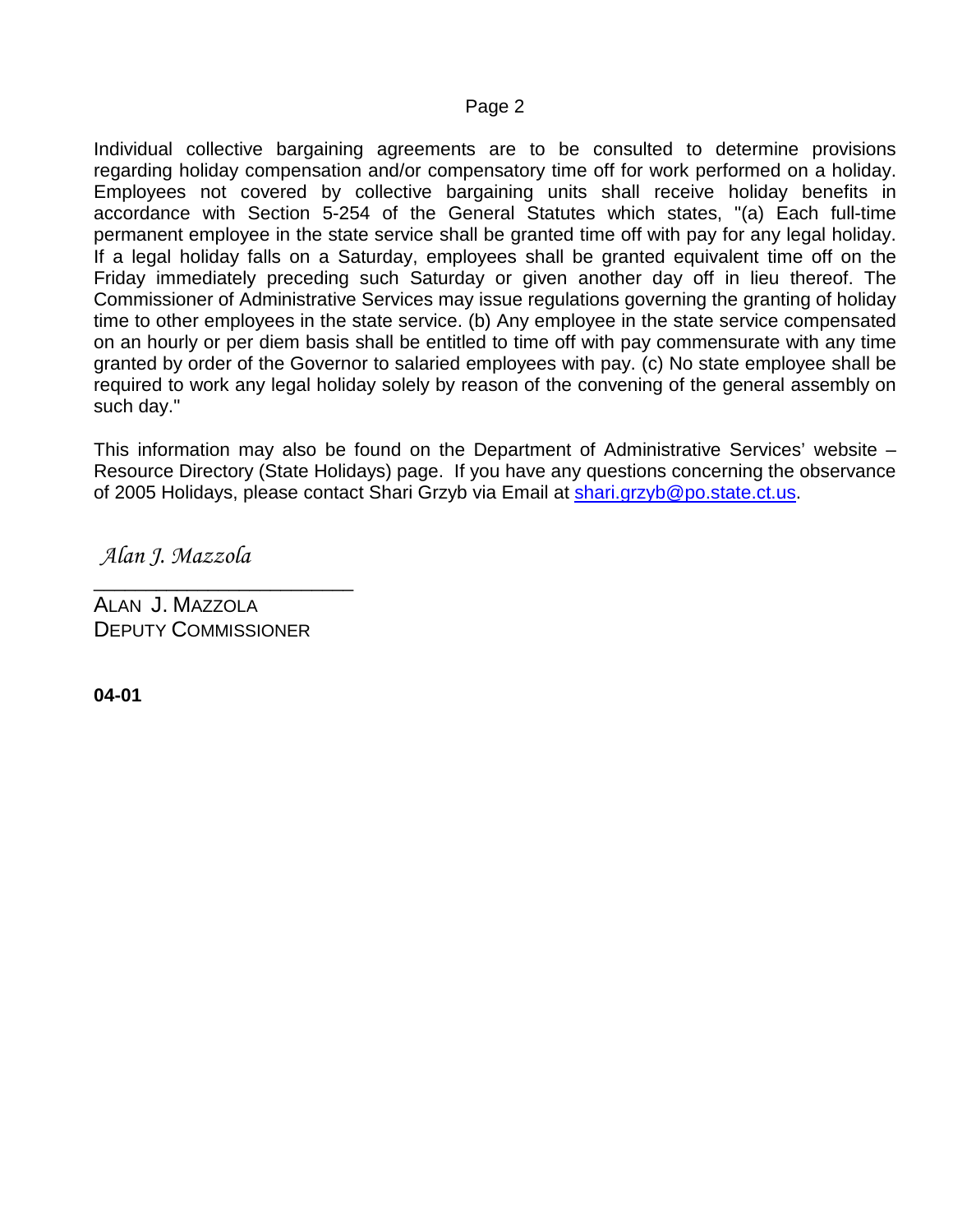Individual collective bargaining agreements are to be consulted to determine provisions regarding holiday compensation and/or compensatory time off for work performed on a holiday. Employees not covered by collective bargaining units shall receive holiday benefits in accordance with Section 5-254 of the General Statutes which states, "(a) Each full-time permanent employee in the state service shall be granted time off with pay for any legal holiday. If a legal holiday falls on a Saturday, employees shall be granted equivalent time off on the Friday immediately preceding such Saturday or given another day off in lieu thereof. The Commissioner of Administrative Services may issue regulations governing the granting of holiday time to other employees in the state service. (b) Any employee in the state service compensated on an hourly or per diem basis shall be entitled to time off with pay commensurate with any time granted by order of the Governor to salaried employees with pay. (c) No state employee shall be required to work any legal holiday solely by reason of the convening of the general assembly on such day."

This information may also be found on the Department of Administrative Services' website – Resource Directory (State Holidays) page. If you have any questions concerning the observance of 2005 Holidays, please contact Shari Grzyb via Email at [shari.grzyb@po.state.ct.us](mailto:shari.grzyb@po.state.ct.us).

*Alan J. Mazzola*

\_\_\_\_\_\_\_\_\_\_\_\_\_\_\_\_\_\_\_\_\_\_\_\_

ALAN J. MAZZOLA
DEPUTY COMMISSIONER

**04-01**